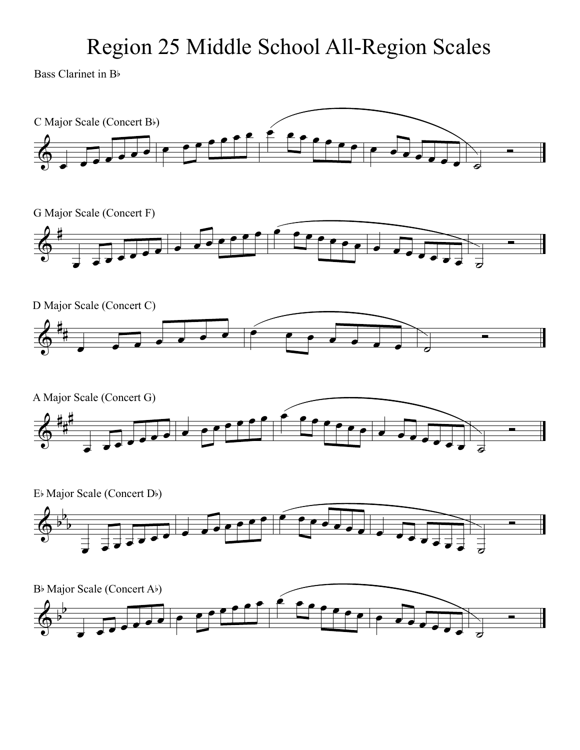# Region 25 Middle School All-Region Scales

Bass Clarinet in B♭

C Major Scale (Concert B♭)

G Major Scale (Concert F)

D Major Scale (Concert C)

A Major Scale (Concert G)

E♭ Major Scale (Concert D♭)

B♭ Major Scale (Concert A♭)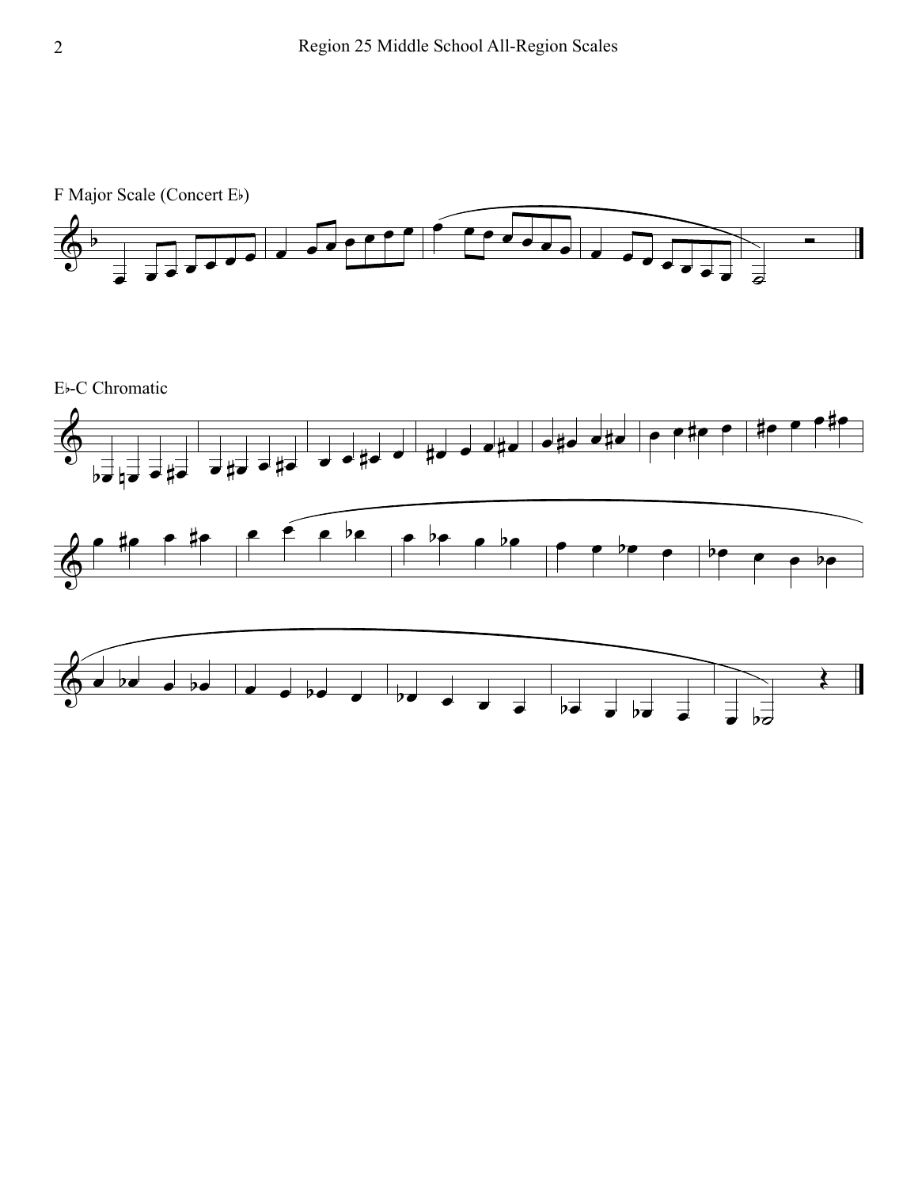F Major Scale (Concert E♭)

E♭-C Chromatic